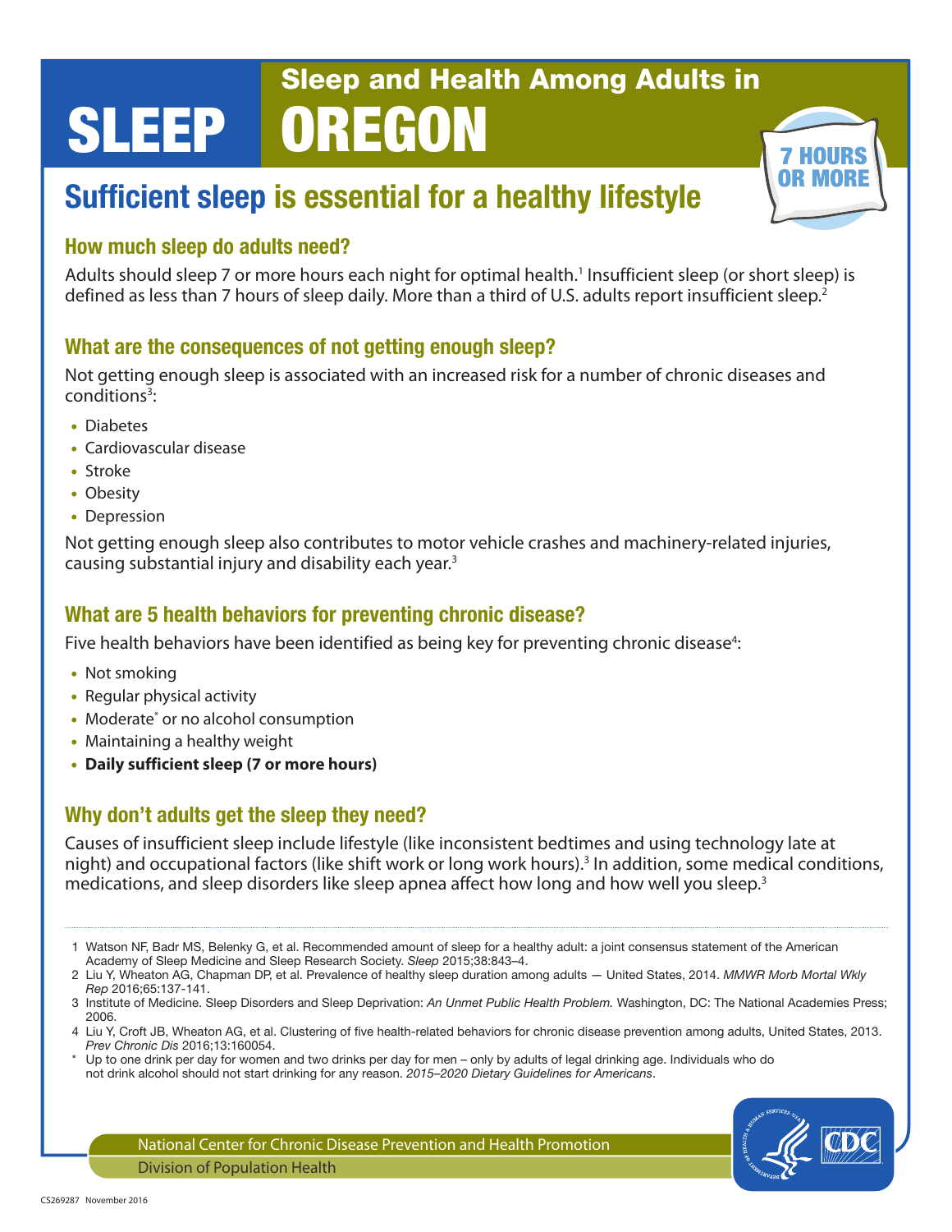# SLEEP

## Sleep and Health Among Adults in OREGON

7 HOURS OR MORE

## Sufficient sleep is essential for a healthy lifestyle

### How much sleep do adults need?

Adults should sleep 7 or more hours each night for optimal health.[1] Insufficient sleep (or short sleep) is defined as less than 7 hours of sleep daily. More than a third of U.S. adults report insufficient sleep.[2]

### What are the consequences of not getting enough sleep?

Not getting enough sleep is associated with an increased risk for a number of chronic diseases and conditions[3]:

- Diabetes
- Cardiovascular disease
- Stroke
- Obesity
- Depression

Not getting enough sleep also contributes to motor vehicle crashes and machinery-related injuries, causing substantial injury and disability each year.[3]

### What are 5 health behaviors for preventing chronic disease?

Five health behaviors have been identified as being key for preventing chronic disease[4]:

- Not smoking
- Regular physical activity
- Moderate* or no alcohol consumption
- Maintaining a healthy weight
- **Daily sufficient sleep (7 or more hours)**

### Why don't adults get the sleep they need?

Causes of insufficient sleep include lifestyle (like inconsistent bedtimes and using technology late at night) and occupational factors (like shift work or long work hours).[3] In addition, some medical conditions, medications, and sleep disorders like sleep apnea affect how long and how well you sleep.[3]

---

1 Watson NF, Badr MS, Belenky G, et al. Recommended amount of sleep for a healthy adult: a joint consensus statement of the American Academy of Sleep Medicine and Sleep Research Society. *Sleep* 2015;38:843–4.

2 Liu Y, Wheaton AG, Chapman DP, et al. Prevalence of healthy sleep duration among adults — United States, 2014. *MMWR Morb Mortal Wkly Rep* 2016;65:137-141.

3 Institute of Medicine. Sleep Disorders and Sleep Deprivation: *An Unmet Public Health Problem.* Washington, DC: The National Academies Press; 2006.

4 Liu Y, Croft JB, Wheaton AG, et al. Clustering of five health-related behaviors for chronic disease prevention among adults, United States, 2013. *Prev Chronic Dis* 2016;13:160054.

\* Up to one drink per day for women and two drinks per day for men – only by adults of legal drinking age. Individuals who do not drink alcohol should not start drinking for any reason. *2015–2020 Dietary Guidelines for Americans*.

National Center for Chronic Disease Prevention and Health Promotion

Division of Population Health

CS269287 November 2016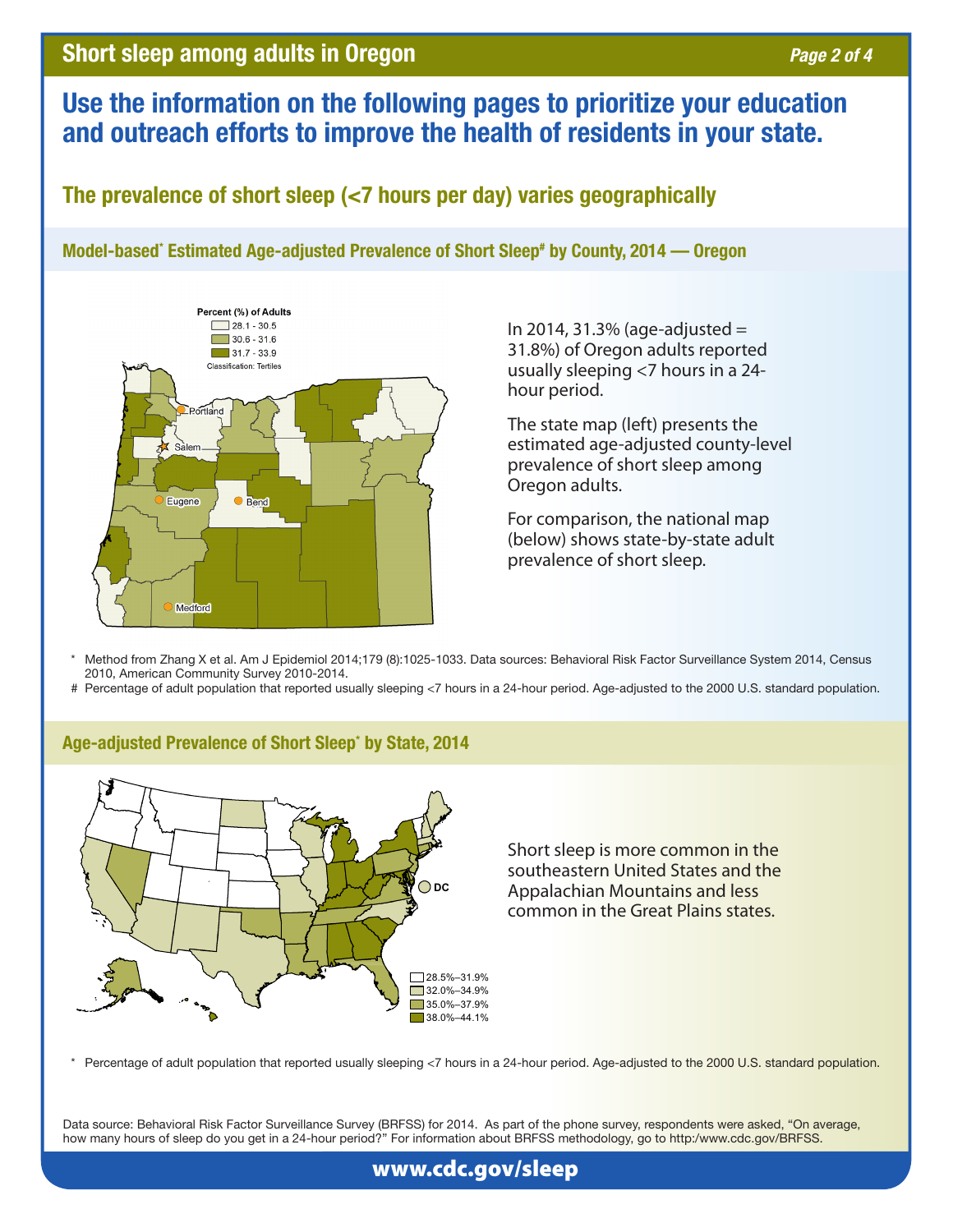# Use the information on the following pages to prioritize your education and outreach efforts to improve the health of residents in your state.

## The prevalence of short sleep (<7 hours per day) varies geographically

### Model-based* Estimated Age-adjusted Prevalence of Short Sleep# by County, 2014 — Oregon

Percent (%) of Adults
- 28.1 - 30.5
- 30.6 - 31.6
- 31.7 - 33.9

Classification: Tertiles

In 2014, 31.3% (age-adjusted = 31.8%) of Oregon adults reported usually sleeping <7 hours in a 24-hour period.

The state map (left) presents the estimated age-adjusted county-level prevalence of short sleep among Oregon adults.

For comparison, the national map (below) shows state-by-state adult prevalence of short sleep.

\* Method from Zhang X et al. Am J Epidemiol 2014;179 (8):1025-1033. Data sources: Behavioral Risk Factor Surveillance System 2014, Census 2010, American Community Survey 2010-2014.

\# Percentage of adult population that reported usually sleeping <7 hours in a 24-hour period. Age-adjusted to the 2000 U.S. standard population.

### Age-adjusted Prevalence of Short Sleep* by State, 2014

- 28.5%–31.9%
- 32.0%–34.9%
- 35.0%–37.9%
- 38.0%–44.1%

Short sleep is more common in the southeastern United States and the Appalachian Mountains and less common in the Great Plains states.

\* Percentage of adult population that reported usually sleeping <7 hours in a 24-hour period. Age-adjusted to the 2000 U.S. standard population.

Data source: Behavioral Risk Factor Surveillance Survey (BRFSS) for 2014. As part of the phone survey, respondents were asked, "On average, how many hours of sleep do you get in a 24-hour period?" For information about BRFSS methodology, go to http:/www.cdc.gov/BRFSS.

www.cdc.gov/sleep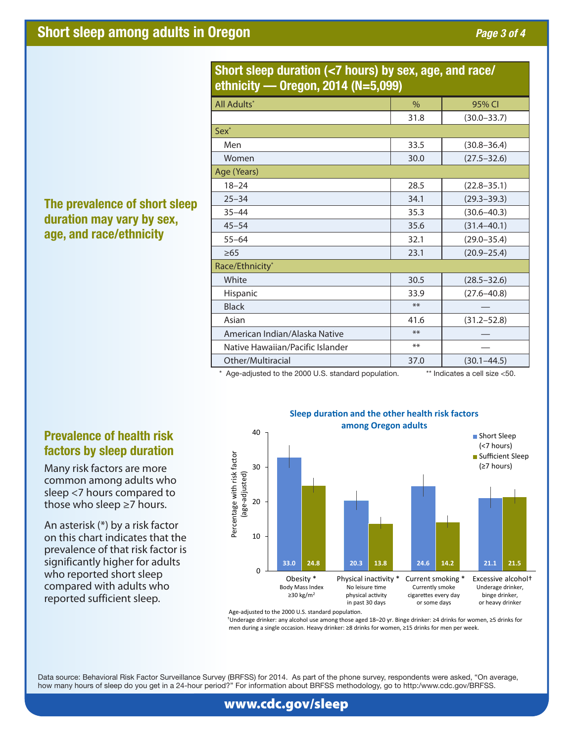# Short sleep among adults in Oregon

## The prevalence of short sleep duration may vary by sex, age, and race/ethnicity

**Short sleep duration (<7 hours) by sex, age, and race/ethnicity — Oregon, 2014 (N=5,099)**

| All Adults* | % | 95% CI |
|---|---|---|
| | 31.8 | (30.0–33.7) |
| **Sex*** | | |
| Men | 33.5 | (30.8–36.4) |
| Women | 30.0 | (27.5–32.6) |
| **Age (Years)** | | |
| 18–24 | 28.5 | (22.8–35.1) |
| 25–34 | 34.1 | (29.3–39.3) |
| 35–44 | 35.3 | (30.6–40.3) |
| 45–54 | 35.6 | (31.4–40.1) |
| 55–64 | 32.1 | (29.0–35.4) |
| ≥65 | 23.1 | (20.9–25.4) |
| **Race/Ethnicity*** | | |
| White | 30.5 | (28.5–32.6) |
| Hispanic | 33.9 | (27.6–40.8) |
| Black | ** | — |
| Asian | 41.6 | (31.2–52.8) |
| American Indian/Alaska Native | ** | — |
| Native Hawaiian/Pacific Islander | ** | — |
| Other/Multiracial | 37.0 | (30.1–44.5) |

\* Age-adjusted to the 2000 U.S. standard population. ** Indicates a cell size <50.

## Prevalence of health risk factors by sleep duration

Many risk factors are more common among adults who sleep <7 hours compared to those who sleep ≥7 hours.

An asterisk (*) by a risk factor on this chart indicates that the prevalence of that risk factor is significantly higher for adults who reported short sleep compared with adults who reported sufficient sleep.

**Sleep duration and the other health risk factors among Oregon adults**

Percentage with risk factor (age-adjusted)

| Risk factor | Short Sleep (<7 hours) | Sufficient Sleep (≥7 hours) |
|---|---|---|
| Obesity * (Body Mass Index ≥30 kg/m²) | 33.0 | 24.8 |
| Physical inactivity * (No leisure time physical activity in past 30 days) | 20.3 | 13.8 |
| Current smoking * (Currently smoke cigarettes every day or some days) | 24.6 | 14.2 |
| Excessive alcohol† (Underage drinker, binge drinker, or heavy drinker) | 21.1 | 21.5 |

Age-adjusted to the 2000 U.S. standard population.

†Underage drinker: any alcohol use among those aged 18–20 yr. Binge drinker: ≥4 drinks for women, ≥5 drinks for men during a single occasion. Heavy drinker: ≥8 drinks for women, ≥15 drinks for men per week.

Data source: Behavioral Risk Factor Surveillance Survey (BRFSS) for 2014. As part of the phone survey, respondents were asked, "On average, how many hours of sleep do you get in a 24-hour period?" For information about BRFSS methodology, go to http:/www.cdc.gov/BRFSS.

www.cdc.gov/sleep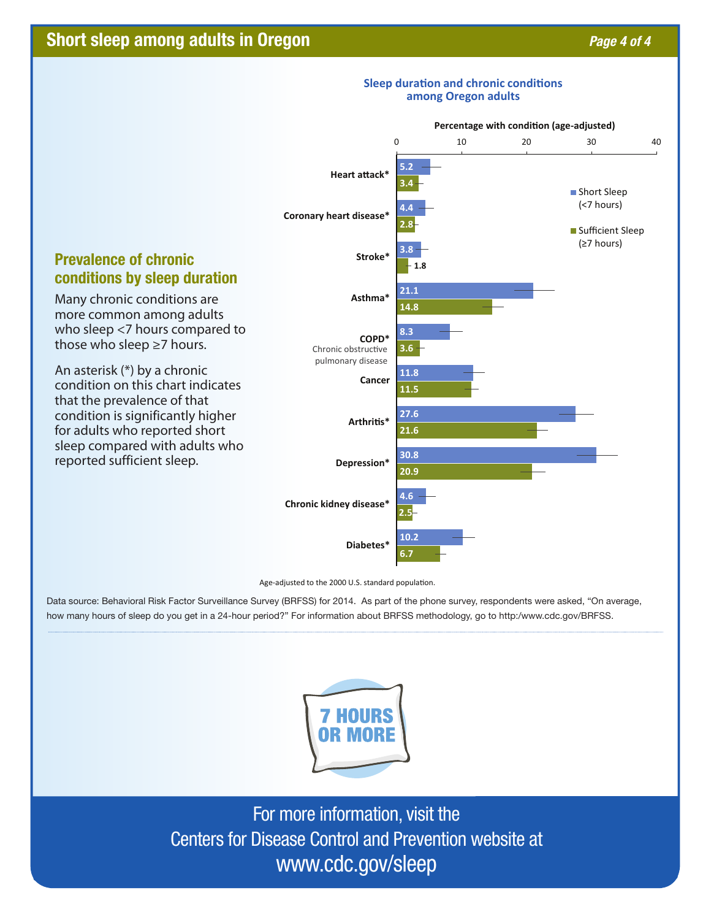# Short sleep among adults in Oregon

## Prevalence of chronic conditions by sleep duration

Many chronic conditions are more common among adults who sleep <7 hours compared to those who sleep ≥7 hours.

An asterisk (*) by a chronic condition on this chart indicates that the prevalence of that condition is significantly higher for adults who reported short sleep compared with adults who reported sufficient sleep.

**Sleep duration and chronic conditions among Oregon adults**

**Percentage with condition (age-adjusted)**

0 10 20 30 40

Short Sleep (<7 hours)

Sufficient Sleep (≥7 hours)

Heart attack* 5.2 3.4

Coronary heart disease* 4.4 2.8

Stroke* 3.8 1.8

Asthma* 21.1 14.8

COPD* Chronic obstructive pulmonary disease 8.3 3.6

Cancer 11.8 11.5

Arthritis* 27.6 21.6

Depression* 30.8 20.9

Chronic kidney disease* 4.6 2.5

Diabetes* 10.2 6.7

Age-adjusted to the 2000 U.S. standard population.

Data source: Behavioral Risk Factor Surveillance Survey (BRFSS) for 2014. As part of the phone survey, respondents were asked, "On average, how many hours of sleep do you get in a 24-hour period?" For information about BRFSS methodology, go to http:/www.cdc.gov/BRFSS.

7 HOURS OR MORE

For more information, visit the Centers for Disease Control and Prevention website at www.cdc.gov/sleep